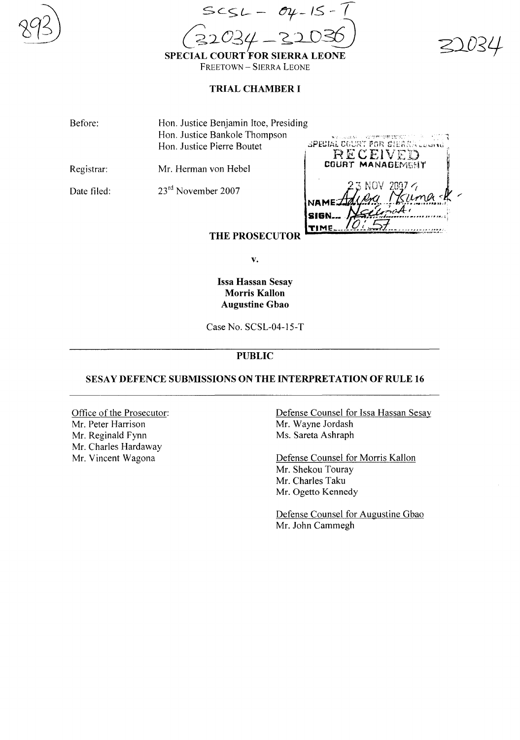SCSL – 04-15-T
(32034 – 32036)

893

32034

**SPECIAL COURT FOR SIERRA LEONE**
FREETOWN – SIERRA LEONE

**TRIAL CHAMBER I**

Before: Hon. Justice Benjamin Itoe, Presiding
Hon. Justice Bankole Thompson
Hon. Justice Pierre Boutet

Registrar: Mr. Herman von Hebel

Date filed: 23rd November 2007

SPECIAL COURT FOR SIERRA LEONE
RECEIVED
COURT MANAGEMENT
23 NOV 2007
NAME: Adiera Nsuma
SIGN: Nsumah
TIME: 10:57

**THE PROSECUTOR**

**v.**

**Issa Hassan Sesay**
**Morris Kallon**
**Augustine Gbao**

Case No. SCSL-04-15-T

---

**PUBLIC**

**SESAY DEFENCE SUBMISSIONS ON THE INTERPRETATION OF RULE 16**

---

Office of the Prosecutor:
Mr. Peter Harrison
Mr. Reginald Fynn
Mr. Charles Hardaway
Mr. Vincent Wagona

Defense Counsel for Issa Hassan Sesay
Mr. Wayne Jordash
Ms. Sareta Ashraph

Defense Counsel for Morris Kallon
Mr. Shekou Touray
Mr. Charles Taku
Mr. Ogetto Kennedy

Defense Counsel for Augustine Gbao
Mr. John Cammegh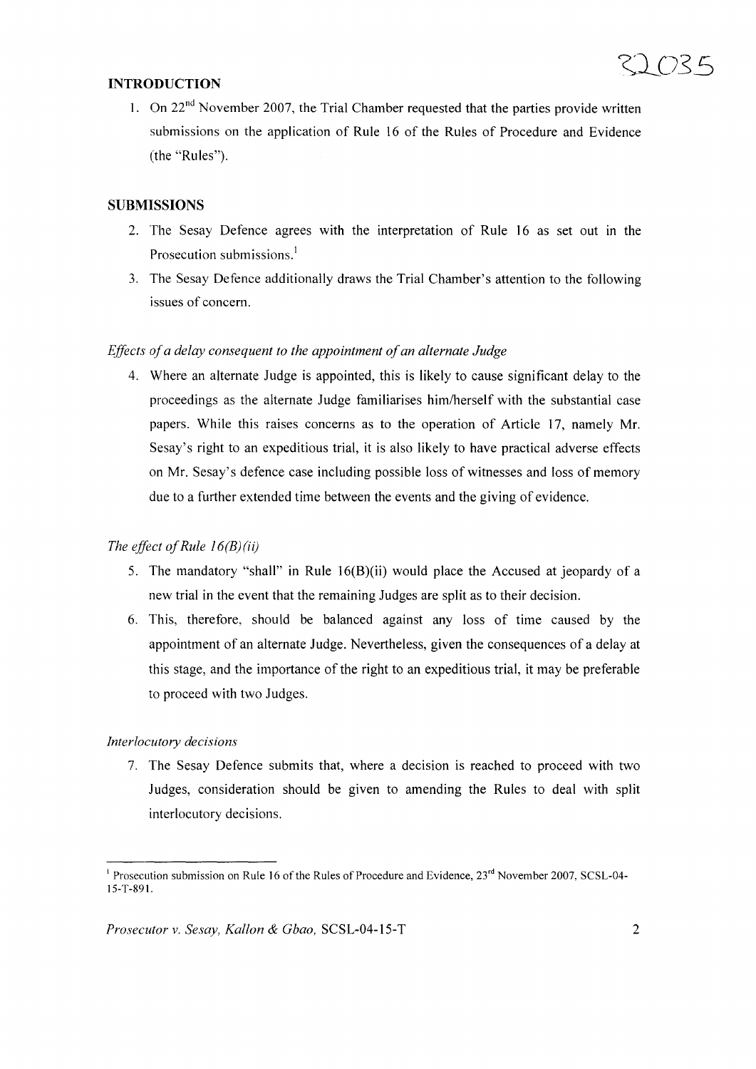## INTRODUCTION

1. On 22nd November 2007, the Trial Chamber requested that the parties provide written submissions on the application of Rule 16 of the Rules of Procedure and Evidence (the "Rules").

## SUBMISSIONS

2. The Sesay Defence agrees with the interpretation of Rule 16 as set out in the Prosecution submissions.[1]

3. The Sesay Defence additionally draws the Trial Chamber's attention to the following issues of concern.

*Effects of a delay consequent to the appointment of an alternate Judge*

4. Where an alternate Judge is appointed, this is likely to cause significant delay to the proceedings as the alternate Judge familiarises him/herself with the substantial case papers. While this raises concerns as to the operation of Article 17, namely Mr. Sesay's right to an expeditious trial, it is also likely to have practical adverse effects on Mr. Sesay's defence case including possible loss of witnesses and loss of memory due to a further extended time between the events and the giving of evidence.

*The effect of Rule 16(B)(ii)*

5. The mandatory "shall" in Rule 16(B)(ii) would place the Accused at jeopardy of a new trial in the event that the remaining Judges are split as to their decision.

6. This, therefore, should be balanced against any loss of time caused by the appointment of an alternate Judge. Nevertheless, given the consequences of a delay at this stage, and the importance of the right to an expeditious trial, it may be preferable to proceed with two Judges.

*Interlocutory decisions*

7. The Sesay Defence submits that, where a decision is reached to proceed with two Judges, consideration should be given to amending the Rules to deal with split interlocutory decisions.

---

[1] Prosecution submission on Rule 16 of the Rules of Procedure and Evidence, 23rd November 2007, SCSL-04-15-T-891.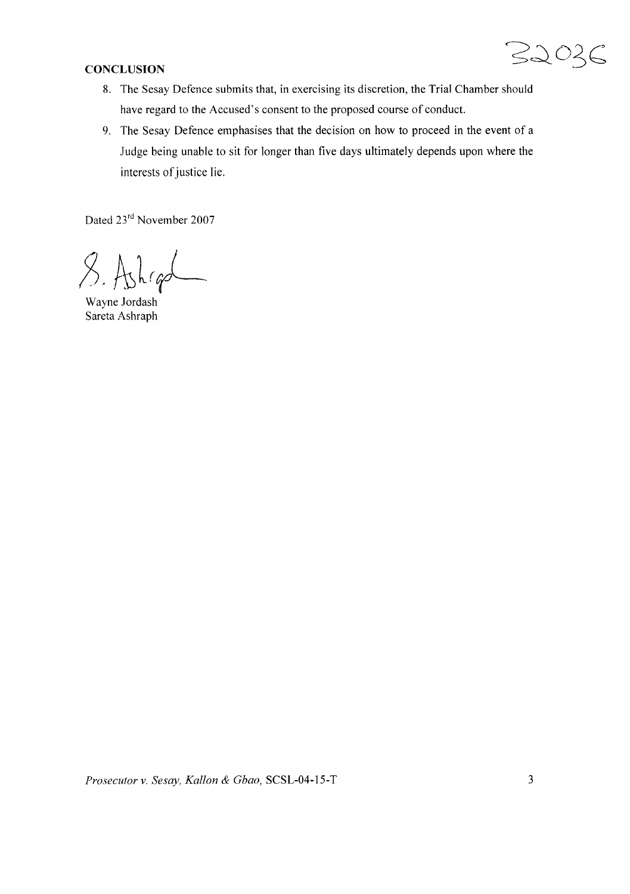## CONCLUSION

8. The Sesay Defence submits that, in exercising its discretion, the Trial Chamber should have regard to the Accused's consent to the proposed course of conduct.
9. The Sesay Defence emphasises that the decision on how to proceed in the event of a Judge being unable to sit for longer than five days ultimately depends upon where the interests of justice lie.

Dated 23rd November 2007

Wayne Jordash
Sareta Ashraph